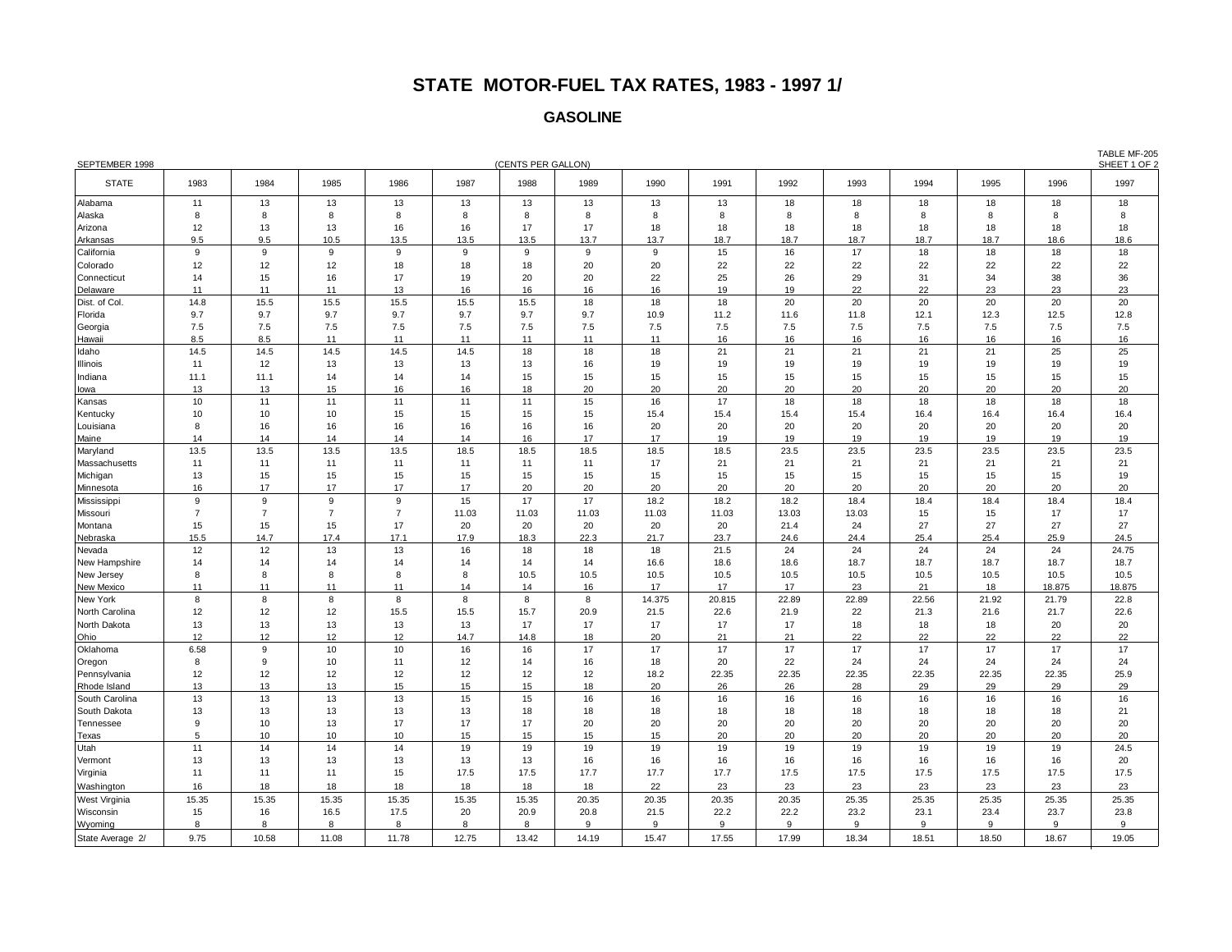# STATE MOTOR-FUEL TAX RATES, 1983 - 1997 1/

## GASOLINE

SEPTEMBER 1998 (CENTS PER GALLON) TABLE MF-205 SHEET 1 OF 2

| STATE | 1983 | 1984 | 1985 | 1986 | 1987 | 1988 | 1989 | 1990 | 1991 | 1992 | 1993 | 1994 | 1995 | 1996 | 1997 |
|---|---|---|---|---|---|---|---|---|---|---|---|---|---|---|---|
| Alabama | 11 | 13 | 13 | 13 | 13 | 13 | 13 | 13 | 13 | 18 | 18 | 18 | 18 | 18 | 18 |
| Alaska | 8 | 8 | 8 | 8 | 8 | 8 | 8 | 8 | 8 | 8 | 8 | 8 | 8 | 8 | 8 |
| Arizona | 12 | 13 | 13 | 16 | 16 | 17 | 17 | 18 | 18 | 18 | 18 | 18 | 18 | 18 | 18 |
| Arkansas | 9.5 | 9.5 | 10.5 | 13.5 | 13.5 | 13.5 | 13.7 | 13.7 | 18.7 | 18.7 | 18.7 | 18.7 | 18.7 | 18.6 | 18.6 |
| California | 9 | 9 | 9 | 9 | 9 | 9 | 9 | 9 | 15 | 16 | 17 | 18 | 18 | 18 | 18 |
| Colorado | 12 | 12 | 12 | 18 | 18 | 18 | 20 | 20 | 22 | 22 | 22 | 22 | 22 | 22 | 22 |
| Connecticut | 14 | 15 | 16 | 17 | 19 | 20 | 20 | 22 | 25 | 26 | 29 | 31 | 34 | 38 | 36 |
| Delaware | 11 | 11 | 11 | 13 | 16 | 16 | 16 | 16 | 19 | 19 | 22 | 22 | 23 | 23 | 23 |
| Dist. of Col. | 14.8 | 15.5 | 15.5 | 15.5 | 15.5 | 15.5 | 18 | 18 | 18 | 20 | 20 | 20 | 20 | 20 | 20 |
| Florida | 9.7 | 9.7 | 9.7 | 9.7 | 9.7 | 9.7 | 9.7 | 10.9 | 11.2 | 11.6 | 11.8 | 12.1 | 12.3 | 12.5 | 12.8 |
| Georgia | 7.5 | 7.5 | 7.5 | 7.5 | 7.5 | 7.5 | 7.5 | 7.5 | 7.5 | 7.5 | 7.5 | 7.5 | 7.5 | 7.5 | 7.5 |
| Hawaii | 8.5 | 8.5 | 11 | 11 | 11 | 11 | 11 | 11 | 16 | 16 | 16 | 16 | 16 | 16 | 16 |
| Idaho | 14.5 | 14.5 | 14.5 | 14.5 | 14.5 | 18 | 18 | 18 | 21 | 21 | 21 | 21 | 21 | 25 | 25 |
| Illinois | 11 | 12 | 13 | 13 | 13 | 13 | 16 | 19 | 19 | 19 | 19 | 19 | 19 | 19 | 19 |
| Indiana | 11.1 | 11.1 | 14 | 14 | 14 | 15 | 15 | 15 | 15 | 15 | 15 | 15 | 15 | 15 | 15 |
| Iowa | 13 | 13 | 15 | 16 | 16 | 18 | 20 | 20 | 20 | 20 | 20 | 20 | 20 | 20 | 20 |
| Kansas | 10 | 11 | 11 | 11 | 11 | 11 | 15 | 16 | 17 | 18 | 18 | 18 | 18 | 18 | 18 |
| Kentucky | 10 | 10 | 10 | 15 | 15 | 15 | 15 | 15.4 | 15.4 | 15.4 | 15.4 | 16.4 | 16.4 | 16.4 | 16.4 |
| Louisiana | 8 | 16 | 16 | 16 | 16 | 16 | 16 | 20 | 20 | 20 | 20 | 20 | 20 | 20 | 20 |
| Maine | 14 | 14 | 14 | 14 | 14 | 16 | 17 | 17 | 19 | 19 | 19 | 19 | 19 | 19 | 19 |
| Maryland | 13.5 | 13.5 | 13.5 | 13.5 | 18.5 | 18.5 | 18.5 | 18.5 | 18.5 | 23.5 | 23.5 | 23.5 | 23.5 | 23.5 | 23.5 |
| Massachusetts | 11 | 11 | 11 | 11 | 11 | 11 | 11 | 17 | 21 | 21 | 21 | 21 | 21 | 21 | 21 |
| Michigan | 13 | 15 | 15 | 15 | 15 | 15 | 15 | 15 | 15 | 15 | 15 | 15 | 15 | 15 | 19 |
| Minnesota | 16 | 17 | 17 | 17 | 17 | 20 | 20 | 20 | 20 | 20 | 20 | 20 | 20 | 20 | 20 |
| Mississippi | 9 | 9 | 9 | 9 | 15 | 17 | 17 | 18.2 | 18.2 | 18.2 | 18.4 | 18.4 | 18.4 | 18.4 | 18.4 |
| Missouri | 7 | 7 | 7 | 7 | 11.03 | 11.03 | 11.03 | 11.03 | 11.03 | 13.03 | 13.03 | 15 | 15 | 17 | 17 |
| Montana | 15 | 15 | 15 | 17 | 20 | 20 | 20 | 20 | 20 | 21.4 | 24 | 27 | 27 | 27 | 27 |
| Nebraska | 15.5 | 14.7 | 17.4 | 17.1 | 17.9 | 18.3 | 22.3 | 21.7 | 23.7 | 24.6 | 24.4 | 25.4 | 25.4 | 25.9 | 24.5 |
| Nevada | 12 | 12 | 13 | 13 | 16 | 18 | 18 | 18 | 21.5 | 24 | 24 | 24 | 24 | 24 | 24.75 |
| New Hampshire | 14 | 14 | 14 | 14 | 14 | 14 | 14 | 16.6 | 18.6 | 18.6 | 18.7 | 18.7 | 18.7 | 18.7 | 18.7 |
| New Jersey | 8 | 8 | 8 | 8 | 8 | 10.5 | 10.5 | 10.5 | 10.5 | 10.5 | 10.5 | 10.5 | 10.5 | 10.5 | 10.5 |
| New Mexico | 11 | 11 | 11 | 11 | 14 | 14 | 16 | 17 | 17 | 17 | 23 | 21 | 18 | 18.875 | 18.875 |
| New York | 8 | 8 | 8 | 8 | 8 | 8 | 8 | 14.375 | 20.815 | 22.89 | 22.89 | 22.56 | 21.92 | 21.79 | 22.8 |
| North Carolina | 12 | 12 | 12 | 15.5 | 15.5 | 15.7 | 20.9 | 21.5 | 22.6 | 21.9 | 22 | 21.3 | 21.6 | 21.7 | 22.6 |
| North Dakota | 13 | 13 | 13 | 13 | 13 | 17 | 17 | 17 | 17 | 17 | 18 | 18 | 18 | 20 | 20 |
| Ohio | 12 | 12 | 12 | 12 | 14.7 | 14.8 | 18 | 20 | 21 | 21 | 22 | 22 | 22 | 22 | 22 |
| Oklahoma | 6.58 | 9 | 10 | 10 | 16 | 16 | 17 | 17 | 17 | 17 | 17 | 17 | 17 | 17 | 17 |
| Oregon | 8 | 9 | 10 | 11 | 12 | 14 | 16 | 18 | 20 | 22 | 24 | 24 | 24 | 24 | 24 |
| Pennsylvania | 12 | 12 | 12 | 12 | 12 | 12 | 12 | 18.2 | 22.35 | 22.35 | 22.35 | 22.35 | 22.35 | 22.35 | 25.9 |
| Rhode Island | 13 | 13 | 13 | 15 | 15 | 15 | 18 | 20 | 26 | 26 | 28 | 29 | 29 | 29 | 29 |
| South Carolina | 13 | 13 | 13 | 13 | 15 | 15 | 16 | 16 | 16 | 16 | 16 | 16 | 16 | 16 | 16 |
| South Dakota | 13 | 13 | 13 | 13 | 13 | 18 | 18 | 18 | 18 | 18 | 18 | 18 | 18 | 18 | 21 |
| Tennessee | 9 | 10 | 13 | 17 | 17 | 17 | 20 | 20 | 20 | 20 | 20 | 20 | 20 | 20 | 20 |
| Texas | 5 | 10 | 10 | 10 | 15 | 15 | 15 | 15 | 20 | 20 | 20 | 20 | 20 | 20 | 20 |
| Utah | 11 | 14 | 14 | 14 | 19 | 19 | 19 | 19 | 19 | 19 | 19 | 19 | 19 | 19 | 24.5 |
| Vermont | 13 | 13 | 13 | 13 | 13 | 13 | 16 | 16 | 16 | 16 | 16 | 16 | 16 | 16 | 20 |
| Virginia | 11 | 11 | 11 | 15 | 17.5 | 17.5 | 17.7 | 17.7 | 17.7 | 17.5 | 17.5 | 17.5 | 17.5 | 17.5 | 17.5 |
| Washington | 16 | 18 | 18 | 18 | 18 | 18 | 18 | 22 | 23 | 23 | 23 | 23 | 23 | 23 | 23 |
| West Virginia | 15.35 | 15.35 | 15.35 | 15.35 | 15.35 | 15.35 | 15.35 | 20.35 | 20.35 | 20.35 | 20.35 | 25.35 | 25.35 | 25.35 | 25.35 |
| Wisconsin | 15 | 16 | 16.5 | 17.5 | 20 | 20.9 | 20.8 | 21.5 | 22.2 | 22.2 | 23.2 | 23.1 | 23.4 | 23.7 | 23.8 |
| Wyoming | 8 | 8 | 8 | 8 | 8 | 8 | 9 | 9 | 9 | 9 | 9 | 9 | 9 | 9 | 9 |
| State Average 2/ | 9.75 | 10.58 | 11.08 | 11.78 | 12.75 | 13.42 | 14.19 | 15.47 | 17.55 | 17.99 | 18.34 | 18.51 | 18.50 | 18.67 | 19.05 |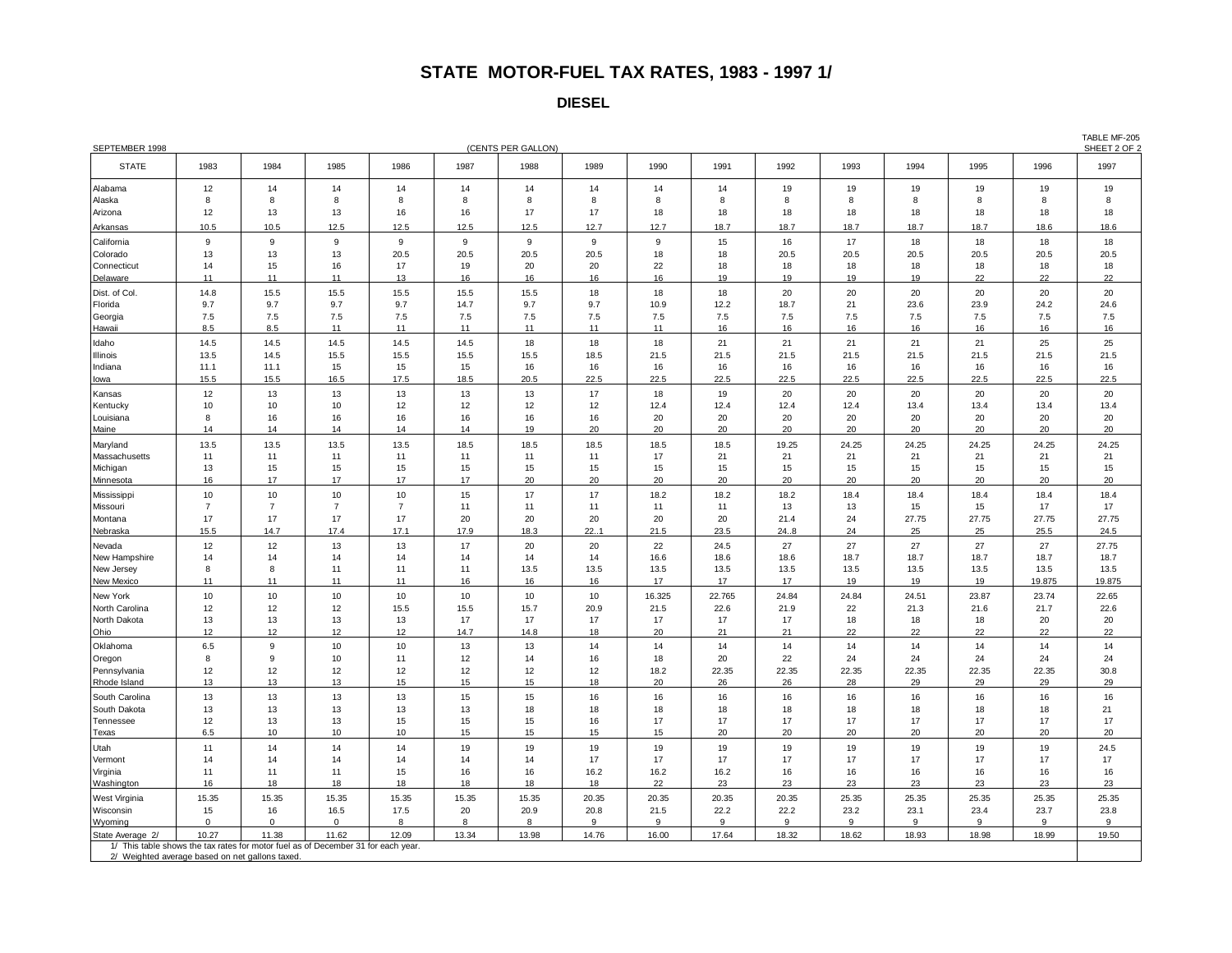# STATE MOTOR-FUEL TAX RATES, 1983 - 1997 1/

## DIESEL

SEPTEMBER 1998 (CENTS PER GALLON) TABLE MF-205 SHEET 2 OF 2

| STATE | 1983 | 1984 | 1985 | 1986 | 1987 | 1988 | 1989 | 1990 | 1991 | 1992 | 1993 | 1994 | 1995 | 1996 | 1997 |
|---|---|---|---|---|---|---|---|---|---|---|---|---|---|---|---|
| Alabama | 12 | 14 | 14 | 14 | 14 | 14 | 14 | 14 | 14 | 19 | 19 | 19 | 19 | 19 | 19 |
| Alaska | 8 | 8 | 8 | 8 | 8 | 8 | 8 | 8 | 8 | 8 | 8 | 8 | 8 | 8 | 8 |
| Arizona | 12 | 13 | 13 | 16 | 16 | 17 | 17 | 18 | 18 | 18 | 18 | 18 | 18 | 18 | 18 |
| Arkansas | 10.5 | 10.5 | 12.5 | 12.5 | 12.5 | 12.5 | 12.7 | 12.7 | 18.7 | 18.7 | 18.7 | 18.7 | 18.7 | 18.6 | 18.6 |
| California | 9 | 9 | 9 | 9 | 9 | 9 | 9 | 9 | 15 | 16 | 17 | 18 | 18 | 18 | 18 |
| Colorado | 13 | 13 | 13 | 20.5 | 20.5 | 20.5 | 20.5 | 18 | 18 | 20.5 | 20.5 | 20.5 | 20.5 | 20.5 | 20.5 |
| Connecticut | 14 | 15 | 16 | 17 | 19 | 20 | 20 | 22 | 18 | 18 | 18 | 18 | 18 | 18 | 18 |
| Delaware | 11 | 11 | 11 | 13 | 16 | 16 | 16 | 16 | 19 | 19 | 19 | 19 | 22 | 22 | 22 |
| Dist. of Col. | 14.8 | 15.5 | 15.5 | 15.5 | 15.5 | 15.5 | 18 | 18 | 18 | 20 | 20 | 20 | 20 | 20 | 20 |
| Florida | 9.7 | 9.7 | 9.7 | 9.7 | 14.7 | 9.7 | 9.7 | 10.9 | 12.2 | 18.7 | 21 | 23.6 | 23.9 | 24.2 | 24.6 |
| Georgia | 7.5 | 7.5 | 7.5 | 7.5 | 7.5 | 7.5 | 7.5 | 7.5 | 7.5 | 7.5 | 7.5 | 7.5 | 7.5 | 7.5 | 7.5 |
| Hawaii | 8.5 | 8.5 | 11 | 11 | 11 | 11 | 11 | 11 | 16 | 16 | 16 | 16 | 16 | 16 | 16 |
| Idaho | 14.5 | 14.5 | 14.5 | 14.5 | 14.5 | 18 | 18 | 18 | 21 | 21 | 21 | 21 | 21 | 25 | 25 |
| Illinois | 13.5 | 14.5 | 15.5 | 15.5 | 15.5 | 15.5 | 18.5 | 21.5 | 21.5 | 21.5 | 21.5 | 21.5 | 21.5 | 21.5 | 21.5 |
| Indiana | 11.1 | 11.1 | 15 | 15 | 15 | 16 | 16 | 16 | 16 | 16 | 16 | 16 | 16 | 16 | 16 |
| Iowa | 15.5 | 15.5 | 16.5 | 17.5 | 18.5 | 20.5 | 22.5 | 22.5 | 22.5 | 22.5 | 22.5 | 22.5 | 22.5 | 22.5 | 22.5 |
| Kansas | 12 | 13 | 13 | 13 | 13 | 13 | 17 | 18 | 19 | 20 | 20 | 20 | 20 | 20 | 20 |
| Kentucky | 10 | 10 | 10 | 12 | 12 | 12 | 12 | 12.4 | 12.4 | 12.4 | 12.4 | 13.4 | 13.4 | 13.4 | 13.4 |
| Louisiana | 8 | 16 | 16 | 16 | 16 | 16 | 16 | 20 | 20 | 20 | 20 | 20 | 20 | 20 | 20 |
| Maine | 14 | 14 | 14 | 14 | 14 | 19 | 20 | 20 | 20 | 20 | 20 | 20 | 20 | 20 | 20 |
| Maryland | 13.5 | 13.5 | 13.5 | 13.5 | 18.5 | 18.5 | 18.5 | 18.5 | 18.5 | 19.25 | 24.25 | 24.25 | 24.25 | 24.25 | 24.25 |
| Massachusetts | 11 | 11 | 11 | 11 | 11 | 11 | 11 | 17 | 21 | 21 | 21 | 21 | 21 | 21 | 21 |
| Michigan | 13 | 15 | 15 | 15 | 15 | 15 | 15 | 15 | 15 | 15 | 15 | 15 | 15 | 15 | 15 |
| Minnesota | 16 | 17 | 17 | 17 | 17 | 20 | 20 | 20 | 20 | 20 | 20 | 20 | 20 | 20 | 20 |
| Mississippi | 10 | 10 | 10 | 10 | 15 | 17 | 17 | 18.2 | 18.2 | 18.2 | 18.4 | 18.4 | 18.4 | 18.4 | 18.4 |
| Missouri | 7 | 7 | 7 | 7 | 11 | 11 | 11 | 11 | 11 | 13 | 13 | 15 | 15 | 17 | 17 |
| Montana | 17 | 17 | 17 | 17 | 20 | 20 | 20 | 20 | 20 | 21.4 | 24 | 27.75 | 27.75 | 27.75 | 27.75 |
| Nebraska | 15.5 | 14.7 | 17.4 | 17.1 | 17.9 | 18.3 | 22..1 | 21.5 | 23.5 | 24..8 | 24 | 25 | 25 | 25.5 | 24.5 |
| Nevada | 12 | 12 | 13 | 13 | 17 | 20 | 20 | 22 | 24.5 | 27 | 27 | 27 | 27 | 27 | 27.75 |
| New Hampshire | 14 | 14 | 14 | 14 | 14 | 14 | 14 | 16.6 | 18.6 | 18.6 | 18.7 | 18.7 | 18.7 | 18.7 | 18.7 |
| New Jersey | 8 | 8 | 11 | 11 | 11 | 13.5 | 13.5 | 13.5 | 13.5 | 13.5 | 13.5 | 13.5 | 13.5 | 13.5 | 13.5 |
| New Mexico | 11 | 11 | 11 | 11 | 16 | 16 | 16 | 17 | 17 | 17 | 19 | 19 | 19 | 19.875 | 19.875 |
| New York | 10 | 10 | 10 | 10 | 10 | 10 | 10 | 16.325 | 22.765 | 24.84 | 24.84 | 24.51 | 23.87 | 23.74 | 22.65 |
| North Carolina | 12 | 12 | 12 | 15.5 | 15.5 | 15.7 | 20.9 | 21.5 | 22.6 | 21.9 | 22 | 21.3 | 21.6 | 21.7 | 22.6 |
| North Dakota | 13 | 13 | 13 | 13 | 17 | 17 | 17 | 17 | 17 | 17 | 18 | 18 | 18 | 20 | 20 |
| Ohio | 12 | 12 | 12 | 12 | 14.7 | 14.8 | 18 | 20 | 21 | 21 | 22 | 22 | 22 | 22 | 22 |
| Oklahoma | 6.5 | 9 | 10 | 10 | 13 | 13 | 14 | 14 | 14 | 14 | 14 | 14 | 14 | 14 | 14 |
| Oregon | 8 | 9 | 10 | 11 | 12 | 14 | 16 | 18 | 20 | 22 | 24 | 24 | 24 | 24 | 24 |
| Pennsylvania | 12 | 12 | 12 | 12 | 12 | 12 | 12 | 18.2 | 22.35 | 22.35 | 22.35 | 22.35 | 22.35 | 22.35 | 30.8 |
| Rhode Island | 13 | 13 | 13 | 15 | 15 | 15 | 18 | 20 | 26 | 26 | 28 | 29 | 29 | 29 | 29 |
| South Carolina | 13 | 13 | 13 | 13 | 15 | 15 | 16 | 16 | 16 | 16 | 16 | 16 | 16 | 16 | 16 |
| South Dakota | 13 | 13 | 13 | 13 | 13 | 18 | 18 | 18 | 18 | 18 | 18 | 18 | 18 | 18 | 21 |
| Tennessee | 12 | 13 | 13 | 15 | 15 | 15 | 16 | 17 | 17 | 17 | 17 | 17 | 17 | 17 | 17 |
| Texas | 6.5 | 10 | 10 | 10 | 15 | 15 | 15 | 15 | 20 | 20 | 20 | 20 | 20 | 20 | 20 |
| Utah | 11 | 14 | 14 | 14 | 19 | 19 | 19 | 19 | 19 | 19 | 19 | 19 | 19 | 19 | 24.5 |
| Vermont | 14 | 14 | 14 | 14 | 14 | 14 | 17 | 17 | 17 | 17 | 17 | 17 | 17 | 17 | 17 |
| Virginia | 11 | 11 | 11 | 15 | 16 | 16 | 16.2 | 16.2 | 16.2 | 16 | 16 | 16 | 16 | 16 | 16 |
| Washington | 16 | 18 | 18 | 18 | 18 | 18 | 18 | 22 | 23 | 23 | 23 | 23 | 23 | 23 | 23 |
| West Virginia | 15.35 | 15.35 | 15.35 | 15.35 | 15.35 | 15.35 | 20.35 | 20.35 | 20.35 | 20.35 | 25.35 | 25.35 | 25.35 | 25.35 | 25.35 |
| Wisconsin | 15 | 16 | 16.5 | 17.5 | 20 | 20.9 | 20.8 | 21.5 | 22.2 | 22.2 | 23.2 | 23.1 | 23.4 | 23.7 | 23.8 |
| Wyoming | 0 | 0 | 0 | 8 | 8 | 8 | 9 | 9 | 9 | 9 | 9 | 9 | 9 | 9 | 9 |
| State Average 2/ | 10.27 | 11.38 | 11.62 | 12.09 | 13.34 | 13.98 | 14.76 | 16.00 | 17.64 | 18.32 | 18.62 | 18.93 | 18.98 | 18.99 | 19.50 |

1/ This table shows the tax rates for motor fuel as of December 31 for each year.
2/ Weighted average based on net gallons taxed.